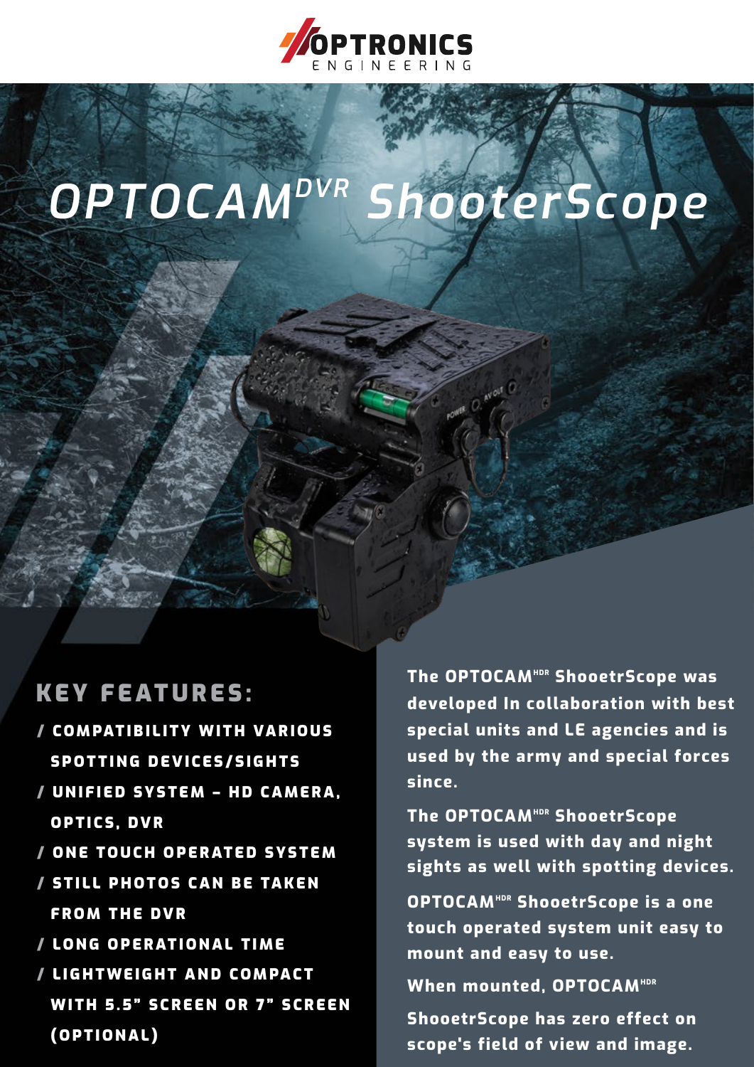OPTRONICS ENGINEERING

# OPTOCAM$^{DVR}$ ShooterScope

## KEY FEATURES:

- / COMPATIBILITY WITH VARIOUS SPOTTING DEVICES/SIGHTS
- / UNIFIED SYSTEM – HD CAMERA, OPTICS, DVR
- / ONE TOUCH OPERATED SYSTEM
- / STILL PHOTOS CAN BE TAKEN FROM THE DVR
- / LONG OPERATIONAL TIME
- / LIGHTWEIGHT AND COMPACT WITH 5.5" SCREEN OR 7" SCREEN (OPTIONAL)

**The OPTOCAM$^{HDR}$ ShooetrScope was developed In collaboration with best special units and LE agencies and is used by the army and special forces since.**

**The OPTOCAM$^{HDR}$ ShooetrScope system is used with day and night sights as well with spotting devices.**

**OPTOCAM$^{HDR}$ ShooetrScope is a one touch operated system unit easy to mount and easy to use.**

**When mounted, OPTOCAM$^{HDR}$ ShooetrScope has zero effect on scope's field of view and image.**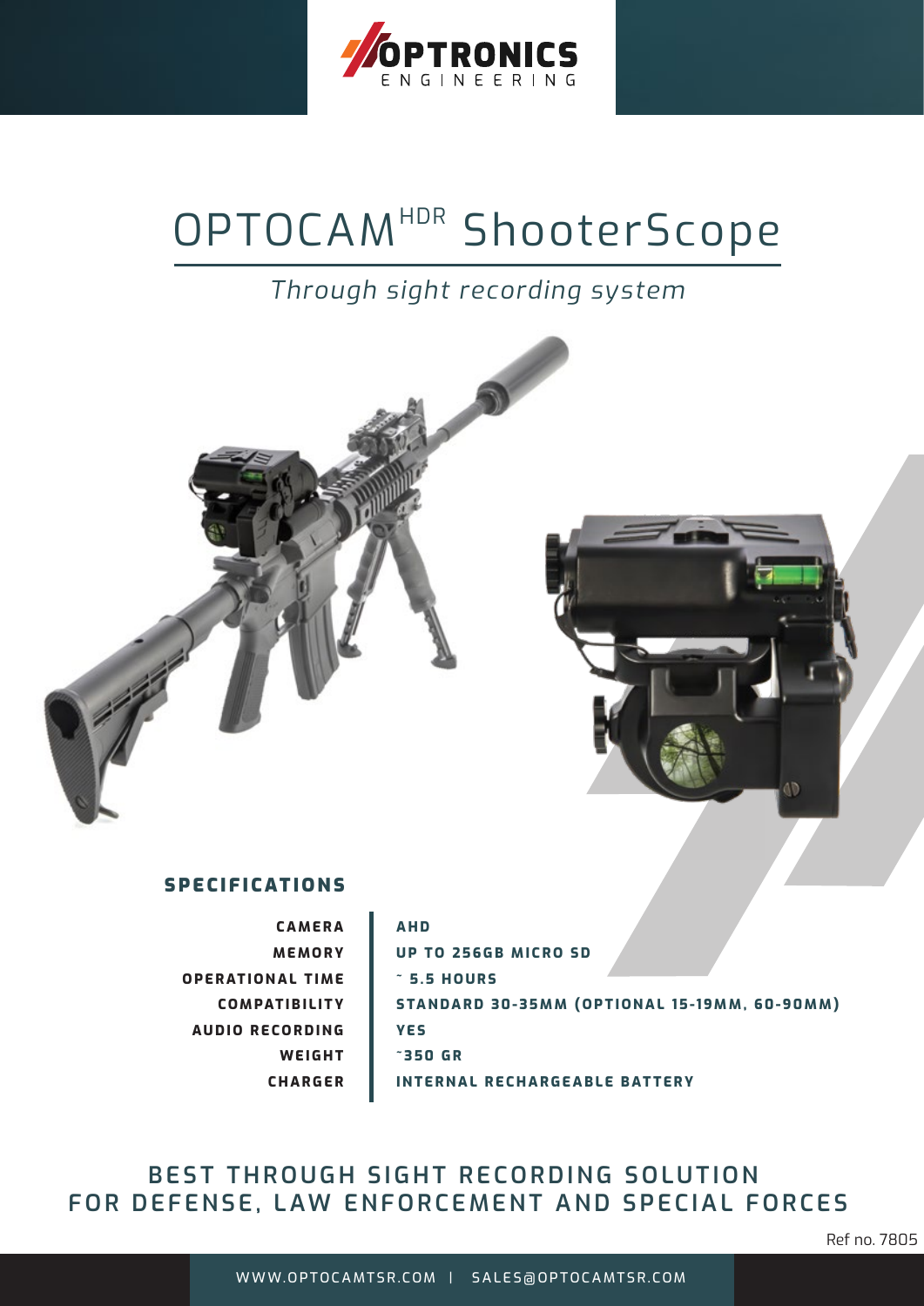OPTRONICS ENGINEERING

# OPTOCAM$^{HDR}$ ShooterScope

*Through sight recording system*

## SPECIFICATIONS

| | |
|---|---|
| CAMERA | AHD |
| MEMORY | UP TO 256GB MICRO SD |
| OPERATIONAL TIME | ~ 5.5 HOURS |
| COMPATIBILITY | STANDARD 30-35MM (OPTIONAL 15-19MM, 60-90MM) |
| AUDIO RECORDING | YES |
| WEIGHT | ~350 GR |
| CHARGER | INTERNAL RECHARGEABLE BATTERY |

BEST THROUGH SIGHT RECORDING SOLUTION
FOR DEFENSE, LAW ENFORCEMENT AND SPECIAL FORCES

Ref no. 7805

WWW.OPTOCAMTSR.COM | SALES@OPTOCAMTSR.COM